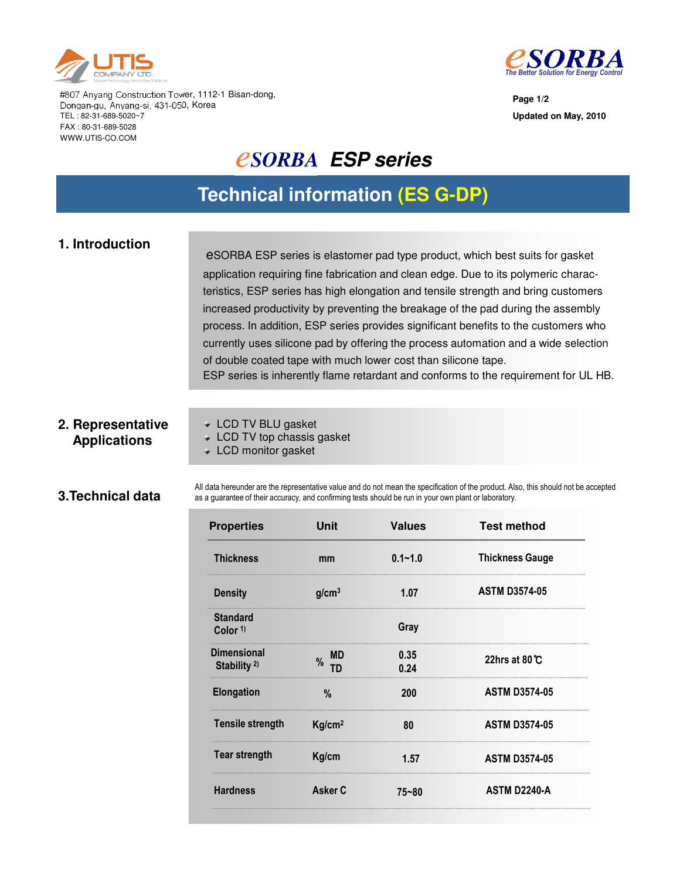UTIS COMPANY LTD.

#807 Anyang Construction Tower, 1112-1 Bisan-dong,
Dongan-gu, Anyang-si, 431-050, Korea
TEL : 82-31-689-5020~7
FAX : 80-31-689-5028
WWW.UTIS-CO.COM

eSORBA
The Better Solution for Energy Control

**Page 1/2**

**Updated on May, 2010**

# eSORBA ESP series

## Technical information (ES G-DP)

### 1. Introduction

eSORBA ESP series is elastomer pad type product, which best suits for gasket application requiring fine fabrication and clean edge. Due to its polymeric characteristics, ESP series has high elongation and tensile strength and bring customers increased productivity by preventing the breakage of the pad during the assembly process. In addition, ESP series provides significant benefits to the customers who currently uses silicone pad by offering the process automation and a wide selection of double coated tape with much lower cost than silicone tape.
ESP series is inherently flame retardant and conforms to the requirement for UL HB.

### 2. Representative Applications

- LCD TV BLU gasket
- LCD TV top chassis gasket
- LCD monitor gasket

### 3.Technical data

All data hereunder are the representative value and do not mean the specification of the product. Also, this should not be accepted as a guarantee of their accuracy, and confirming tests should be run in your own plant or laboratory.

| Properties | Unit | | Values | Test method |
|---|---|---|---|---|
| Thickness | mm | | 0.1~1.0 | Thickness Gauge |
| Density | $g/cm^3$ | | 1.07 | ASTM D3574-05 |
| Standard Color [1] | | | Gray | |
| Dimensional Stability [2] | % | MD | 0.35 | 22hrs at 80℃ |
| | | TD | 0.24 | |
| Elongation | % | | 200 | ASTM D3574-05 |
| Tensile strength | $Kg/cm^2$ | | 80 | ASTM D3574-05 |
| Tear strength | Kg/cm | | 1.57 | ASTM D3574-05 |
| Hardness | Asker C | | 75~80 | ASTM D2240-A |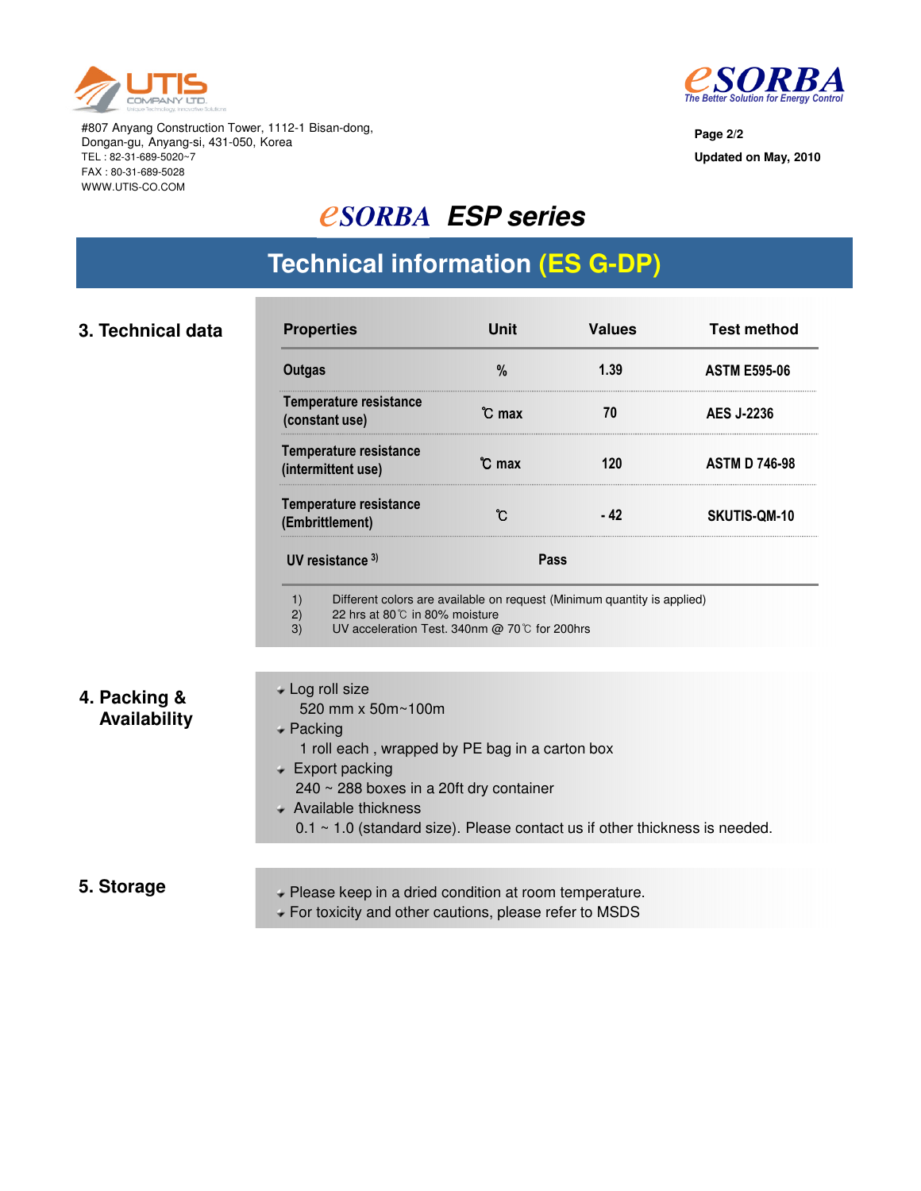#807 Anyang Construction Tower, 1112-1 Bisan-dong,
Dongan-gu, Anyang-si, 431-050, Korea
TEL : 82-31-689-5020~7
FAX : 80-31-689-5028
WWW.UTIS-CO.COM

**Updated on May, 2010**

# eSORBA ESP series

## Technical information (ES G-DP)

### 3. Technical data

| Properties | Unit | Values | Test method |
|---|---|---|---|
| Outgas | % | 1.39 | ASTM E595-06 |
| Temperature resistance (constant use) | ℃ max | 70 | AES J-2236 |
| Temperature resistance (intermittent use) | ℃ max | 120 | ASTM D 746-98 |
| Temperature resistance (Embrittlement) | ℃ | - 42 | SKUTIS-QM-10 |
| UV resistance [3] | | Pass | |

1) Different colors are available on request (Minimum quantity is applied)
2) 22 hrs at 80℃ in 80% moisture
3) UV acceleration Test. 340nm @ 70℃ for 200hrs

### 4. Packing & Availability

- Log roll size
  520 mm x 50m~100m
- Packing
  1 roll each , wrapped by PE bag in a carton box
- Export packing
  240 ~ 288 boxes in a 20ft dry container
- Available thickness
  0.1 ~ 1.0 (standard size). Please contact us if other thickness is needed.

### 5. Storage

- Please keep in a dried condition at room temperature.
- For toxicity and other cautions, please refer to MSDS